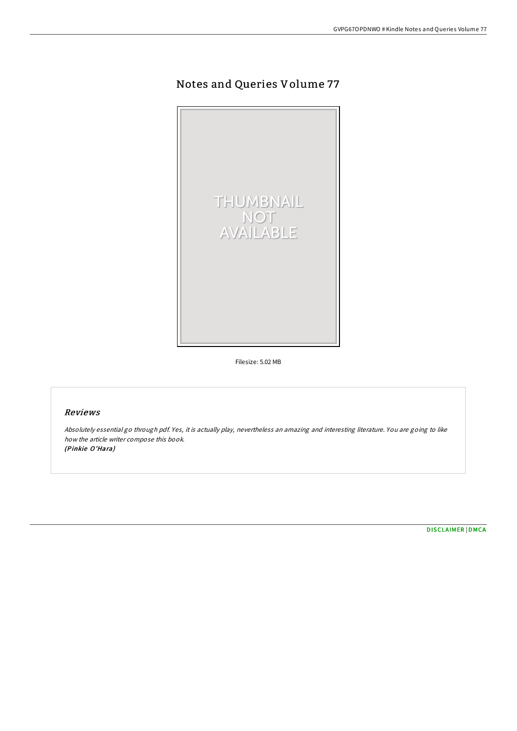# Notes and Queries Volume 77

Filesize: 5.02 MB

## Reviews

*Absolutely essential go through pdf. Yes, it is actually play, nevertheless an amazing and interesting literature. You are going to like how the article writer compose this book.*
*(Pinkie O'Hara)*

DISCLAIMER | DMCA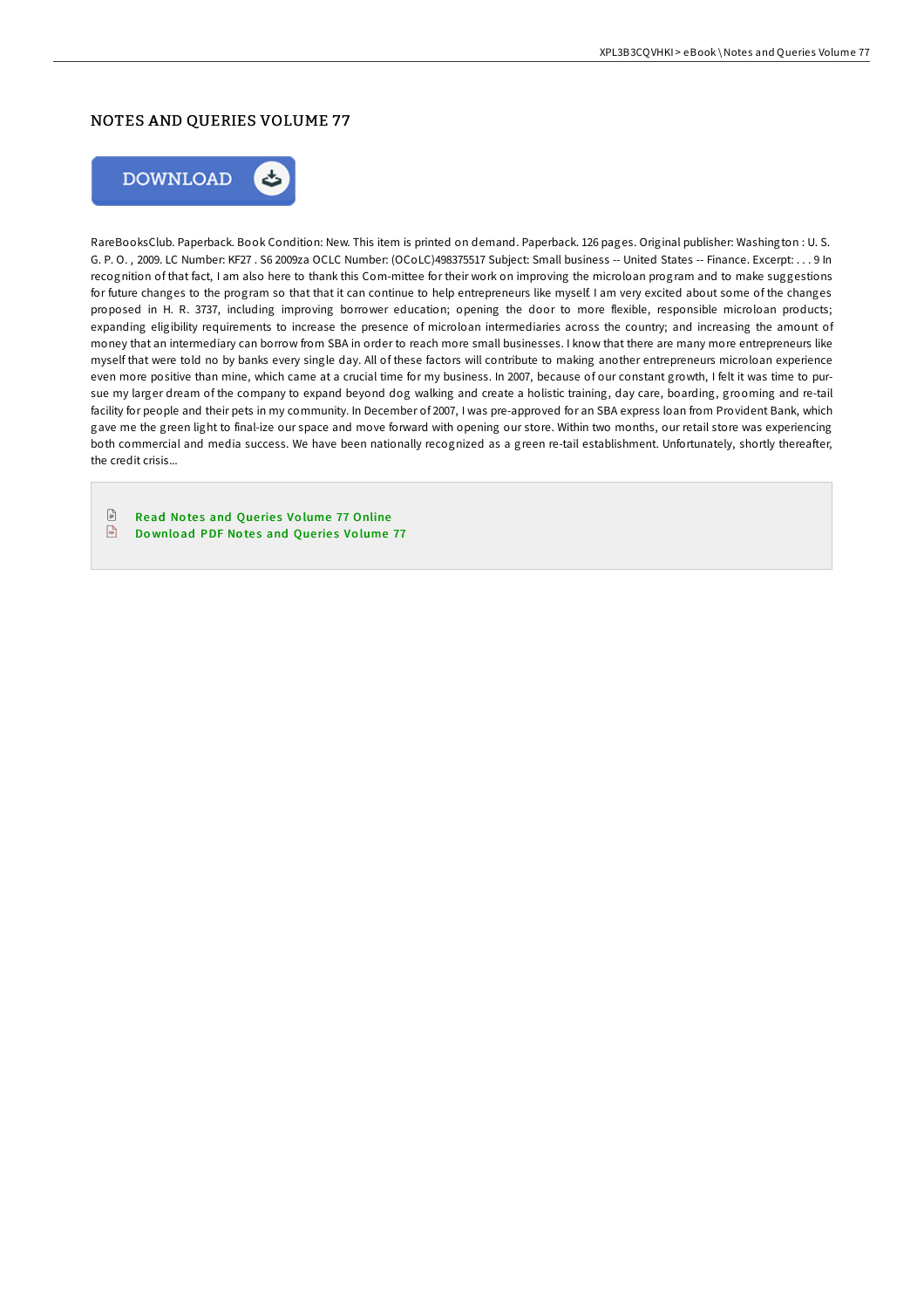# NOTES AND QUERIES VOLUME 77

DOWNLOAD

RareBooksClub. Paperback. Book Condition: New. This item is printed on demand. Paperback. 126 pages. Original publisher: Washington : U. S. G. P. O. , 2009. LC Number: KF27 . S6 2009za OCLC Number: (OCoLC)498375517 Subject: Small business -- United States -- Finance. Excerpt: . . . 9 In recognition of that fact, I am also here to thank this Com-mittee for their work on improving the microloan program and to make suggestions for future changes to the program so that that it can continue to help entrepreneurs like myself. I am very excited about some of the changes proposed in H. R. 3737, including improving borrower education; opening the door to more flexible, responsible microloan products; expanding eligibility requirements to increase the presence of microloan intermediaries across the country; and increasing the amount of money that an intermediary can borrow from SBA in order to reach more small businesses. I know that there are many more entrepreneurs like myself that were told no by banks every single day. All of these factors will contribute to making another entrepreneurs microloan experience even more positive than mine, which came at a crucial time for my business. In 2007, because of our constant growth, I felt it was time to pur-sue my larger dream of the company to expand beyond dog walking and create a holistic training, day care, boarding, grooming and re-tail facility for people and their pets in my community. In December of 2007, I was pre-approved for an SBA express loan from Provident Bank, which gave me the green light to final-ize our space and move forward with opening our store. Within two months, our retail store was experiencing both commercial and media success. We have been nationally recognized as a green re-tail establishment. Unfortunately, shortly thereafter, the credit crisis...

Read Notes and Queries Volume 77 Online

Download PDF Notes and Queries Volume 77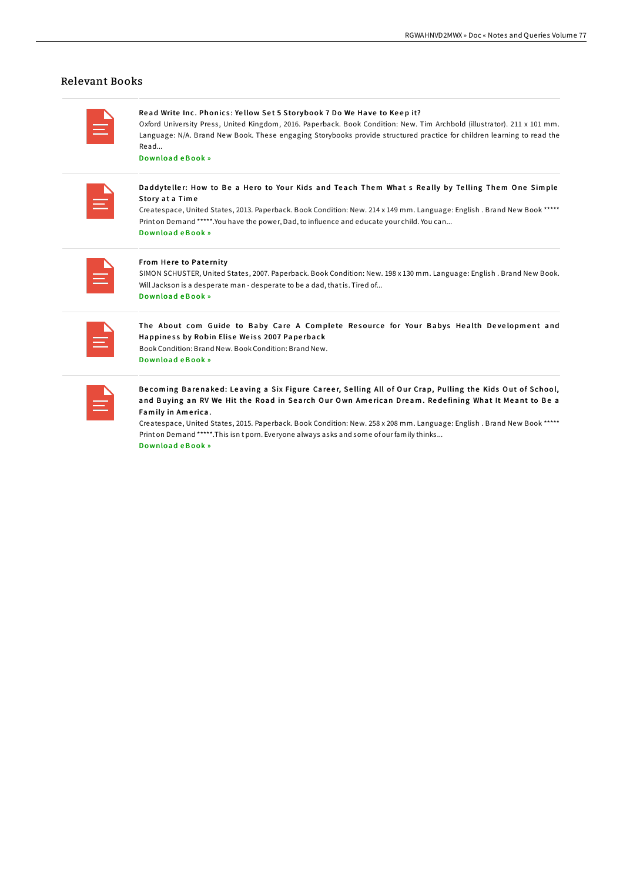## Relevant Books

**Read Write Inc. Phonics: Yellow Set 5 Storybook 7 Do We Have to Keep it?**

Oxford University Press, United Kingdom, 2016. Paperback. Book Condition: New. Tim Archbold (illustrator). 211 x 101 mm. Language: N/A. Brand New Book. These engaging Storybooks provide structured practice for children learning to read the Read...

Download eBook »

**Daddyteller: How to Be a Hero to Your Kids and Teach Them What s Really by Telling Them One Simple Story at a Time**

Createspace, United States, 2013. Paperback. Book Condition: New. 214 x 149 mm. Language: English . Brand New Book ***** Print on Demand *****.You have the power, Dad, to influence and educate your child. You can...

Download eBook »

**From Here to Paternity**

SIMON SCHUSTER, United States, 2007. Paperback. Book Condition: New. 198 x 130 mm. Language: English . Brand New Book. Will Jackson is a desperate man - desperate to be a dad, that is. Tired of...

Download eBook »

**The About com Guide to Baby Care A Complete Resource for Your Babys Health Development and Happiness by Robin Elise Weiss 2007 Paperback**

Book Condition: Brand New. Book Condition: Brand New.

Download eBook »

**Becoming Barenaked: Leaving a Six Figure Career, Selling All of Our Crap, Pulling the Kids Out of School, and Buying an RV We Hit the Road in Search Our Own American Dream. Redefining What It Meant to Be a Family in America.**

Createspace, United States, 2015. Paperback. Book Condition: New. 258 x 208 mm. Language: English . Brand New Book ***** Print on Demand *****.This isn t porn. Everyone always asks and some of our family thinks...

Download eBook »